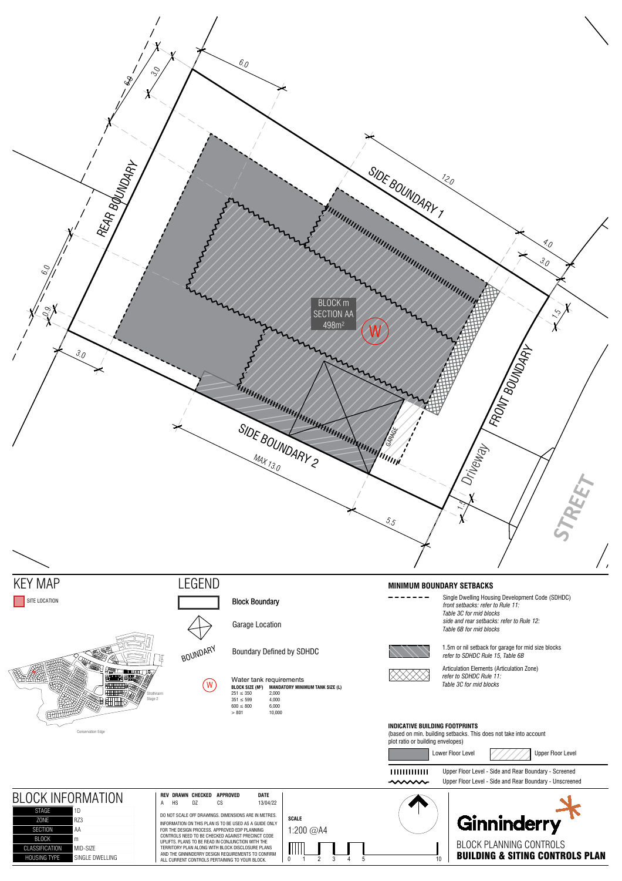REAR BOUNDARY

SIDE BOUNDARY 1

SIDE BOUNDARY 2

FRONT BOUNDARY

Driveway

STREET

GARAGE

BLOCK m
SECTION AA
498m²

W

6.0 | 3.0 | 6.0 | 6.0 | 0.9 | 3.0 | 12.0 | 4.0 | 3.0 | 1.5 | MAX 13.0 | 5.5 | 1.5

## KEY MAP

SITE LOCATION

Strathnairn Stage 2

Conservation Edge

## LEGEND

Block Boundary

Garage Location

BOUNDARY — Boundary Defined by SDHDC

W — Water tank requirements

| BLOCK SIZE (M²) | MANDATORY MINIMUM TANK SIZE (L) |
|---|---|
| 251 ≤ 350 | 2,000 |
| 351 ≤ 599 | 4,000 |
| 600 ≤ 800 | 6,000 |
| > 801 | 10,000 |

## MINIMUM BOUNDARY SETBACKS

Single Dwelling Housing Development Code (SDHDC)
*front setbacks: refer to Rule 11:*
*Table 3C for mid blocks*
*side and rear setbacks: refer to Rule 12:*
*Table 6B for mid blocks*

1.5m or nil setback for garage for mid size blocks
*refer to SDHDC Rule 15, Table 6B*

Articulation Elements (Articulation Zone)
*refer to SDHDC Rule 11:*
*Table 3C for mid blocks*

## INDICATIVE BUILDING FOOTPRINTS

(based on min. building setbacks. This does not take into account plot ratio or building envelopes)

Lower Floor Level

Upper Floor Level

Upper Floor Level - Side and Rear Boundary - Screened

Upper Floor Level - Side and Rear Boundary - Unscreened

## BLOCK INFORMATION

| | |
|---|---|
| STAGE | 1D |
| ZONE | RZ3 |
| SECTION | AA |
| BLOCK | m |
| CLASSIFICATION | MID-SIZE |
| HOUSING TYPE | SINGLE DWELLING |

| REV | DRAWN | CHECKED | APPROVED | DATE |
|---|---|---|---|---|
| A | HS | DZ | CS | 13/04/22 |

DO NOT SCALE OFF DRAWINGS. DIMENSIONS ARE IN METRES.

INFORMATION ON THIS PLAN IS TO BE USED AS A GUIDE ONLY FOR THE DESIGN PROCESS. APPROVED EDP PLANNING CONTROLS NEED TO BE CHECKED AGAINST PRECINCT CODE UPLIFTS. PLANS TO BE READ IN CONJUNCTION WITH THE TERRITORY PLAN ALONG WITH BLOCK DISCLOSURE PLANS AND THE GINNINDERRY DESIGN REQUIREMENTS TO CONFIRM ALL CURRENT CONTROLS PERTAINING TO YOUR BLOCK.

**SCALE**

1:200 @A4

0 1 2 3 4 5 10

Ginninderry

BLOCK PLANNING CONTROLS

**BUILDING & SITING CONTROLS PLAN**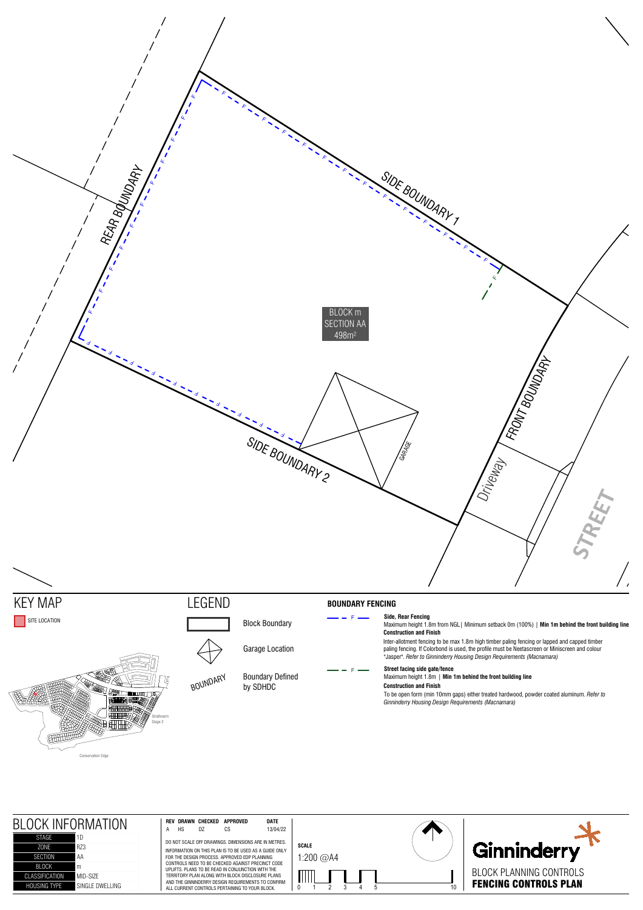REAR BOUNDARY

SIDE BOUNDARY 1

SIDE BOUNDARY 2

FRONT BOUNDARY

BLOCK m
SECTION AA
498m²

GARAGE

Driveway

STREET

## KEY MAP

SITE LOCATION

Strathnairn Stage 2

Conservation Edge

## LEGEND

Block Boundary

Garage Location

BOUNDARY — Boundary Defined by SDHDC

## BOUNDARY FENCING

**Side, Rear Fencing**
Maximum height 1.8m from NGL | Minimum setback 0m (100%) | **Min 1m behind the front building line**
**Construction and Finish**
Inter-allotment fencing to be max 1.8m high timber paling fencing or lapped and capped timber paling fencing. If Colorbond is used, the profile must be Neetascreen or Miniscreen and colour "Jasper". *Refer to Ginninderry Housing Design Requirements (Macnamara)*

**Street facing side gate/fence**
Maximum height 1.8m | **Min 1m behind the front building line**
**Construction and Finish**
To be open form (min 10mm gaps) either treated hardwood, powder coated aluminum. *Refer to Ginninderry Housing Design Requirements (Macnamara)*

## BLOCK INFORMATION

| | |
|---|---|
| STAGE | 1D |
| ZONE | RZ3 |
| SECTION | AA |
| BLOCK | m |
| CLASSIFICATION | MID-SIZE |
| HOUSING TYPE | SINGLE DWELLING |

| REV | DRAWN | CHECKED | APPROVED | DATE |
|---|---|---|---|---|
| A | HS | DZ | CS | 13/04/22 |

DO NOT SCALE OFF DRAWINGS. DIMENSIONS ARE IN METRES.
INFORMATION ON THIS PLAN IS TO BE USED AS A GUIDE ONLY FOR THE DESIGN PROCESS. APPROVED EDP PLANNING CONTROLS NEED TO BE CHECKED AGAINST PRECINCT CODE UPLIFTS. PLANS TO BE READ IN CONJUNCTION WITH THE TERRITORY PLAN ALONG WITH BLOCK DISCLOSURE PLANS AND THE GINNINDERRY DESIGN REQUIREMENTS TO CONFIRM ALL CURRENT CONTROLS PERTAINING TO YOUR BLOCK.

**SCALE**
1:200 @A4

0 1 2 3 4 5 10

Ginninderry

BLOCK PLANNING CONTROLS
**FENCING CONTROLS PLAN**